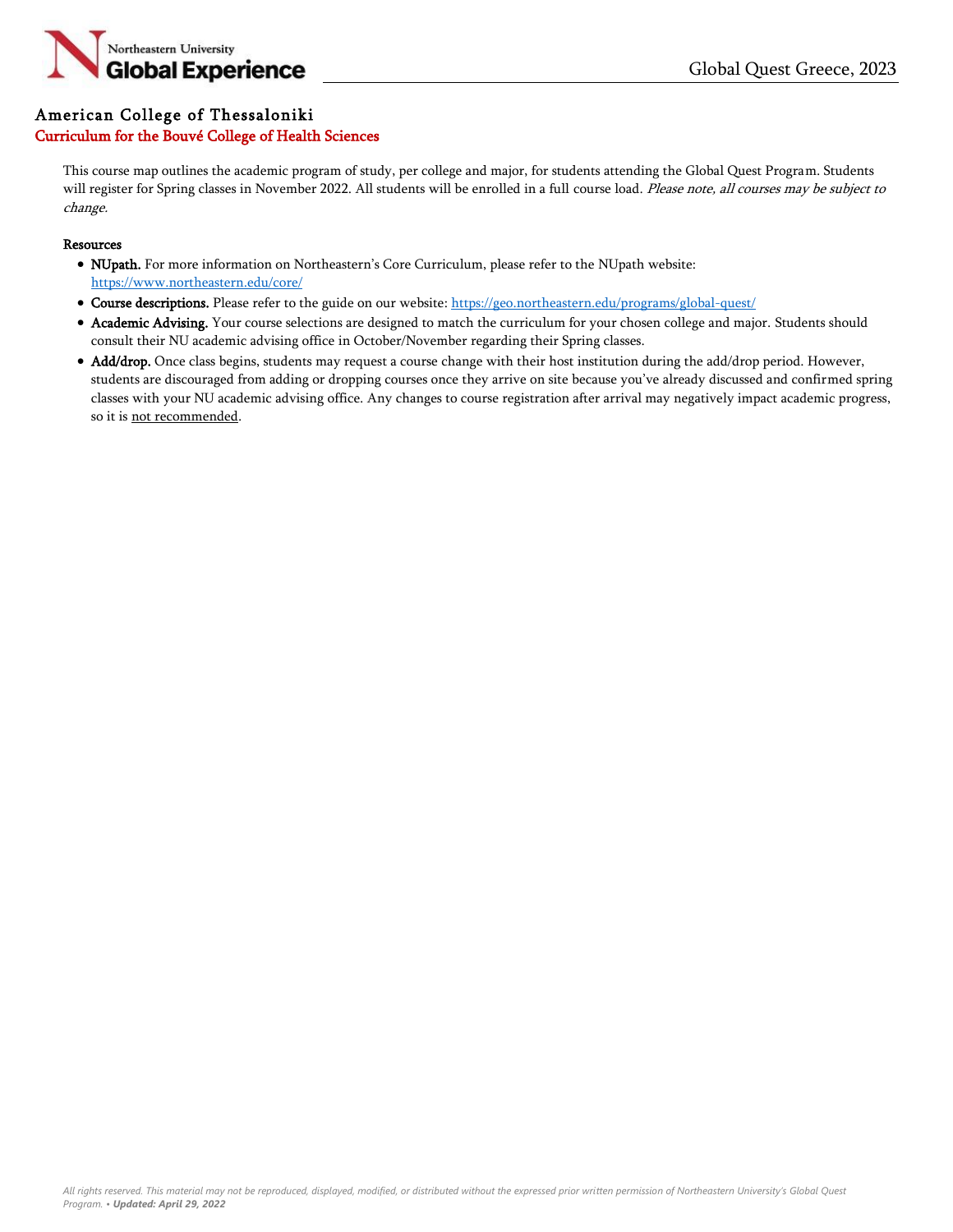# American College of Thessaloniki

## Curriculum for the Bouvé College of Health Sciences

This course map outlines the academic program of study, per college and major, for students attending the Global Quest Program. Students will register for Spring classes in November 2022. All students will be enrolled in a full course load. *Please note, all courses may be subject to change.*

**Resources**

- **NUpath.** For more information on Northeastern's Core Curriculum, please refer to the NUpath website: https://www.northeastern.edu/core/
- **Course descriptions.** Please refer to the guide on our website: https://geo.northeastern.edu/programs/global-quest/
- **Academic Advising.** Your course selections are designed to match the curriculum for your chosen college and major. Students should consult their NU academic advising office in October/November regarding their Spring classes.
- **Add/drop.** Once class begins, students may request a course change with their host institution during the add/drop period. However, students are discouraged from adding or dropping courses once they arrive on site because you've already discussed and confirmed spring classes with your NU academic advising office. Any changes to course registration after arrival may negatively impact academic progress, so it is <u>not recommended</u>.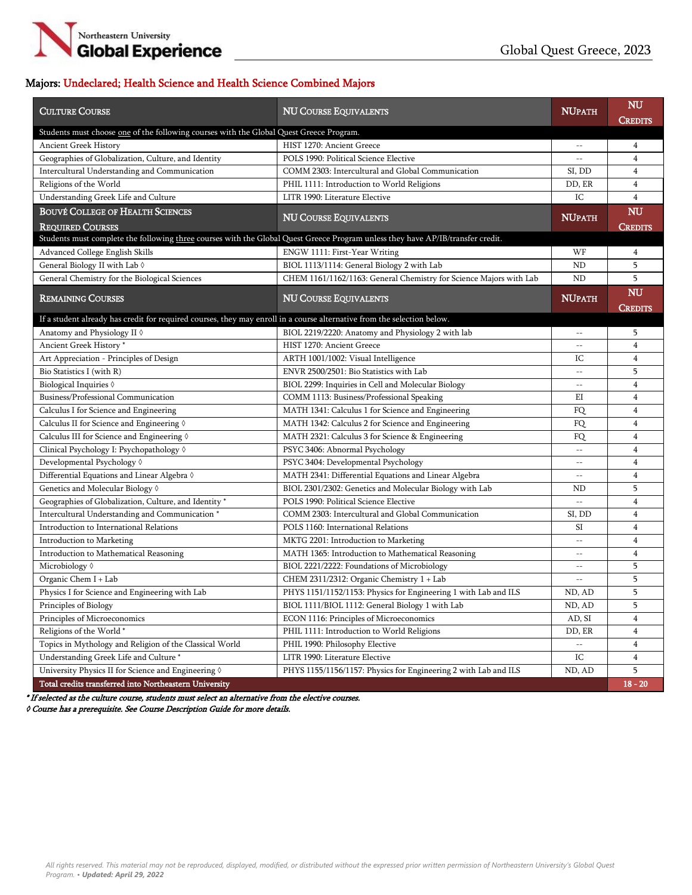Global Quest Greece, 2023

## Majors: Undeclared; Health Science and Health Science Combined Majors

| Culture Course | NU Course Equivalents | NUpath | NU Credits |
|---|---|---|---|
| Students must choose one of the following courses with the Global Quest Greece Program. | | | |
| Ancient Greek History | HIST 1270: Ancient Greece | -- | 4 |
| Geographies of Globalization, Culture, and Identity | POLS 1990: Political Science Elective | -- | 4 |
| Intercultural Understanding and Communication | COMM 2303: Intercultural and Global Communication | SI, DD | 4 |
| Religions of the World | PHIL 1111: Introduction to World Religions | DD, ER | 4 |
| Understanding Greek Life and Culture | LITR 1990: Literature Elective | IC | 4 |
| **Bouvé College of Health Sciences Required Courses** | **NU Course Equivalents** | **NUpath** | **NU Credits** |
| Students must complete the following three courses with the Global Quest Greece Program unless they have AP/IB/transfer credit. | | | |
| Advanced College English Skills | ENGW 1111: First-Year Writing | WF | 4 |
| General Biology II with Lab ◊ | BIOL 1113/1114: General Biology 2 with Lab | ND | 5 |
| General Chemistry for the Biological Sciences | CHEM 1161/1162/1163: General Chemistry for Science Majors with Lab | ND | 5 |
| **Remaining Courses** | **NU Course Equivalents** | **NUpath** | **NU Credits** |
| If a student already has credit for required courses, they may enroll in a course alternative from the selection below. | | | |
| Anatomy and Physiology II ◊ | BIOL 2219/2220: Anatomy and Physiology 2 with lab | -- | 5 |
| Ancient Greek History * | HIST 1270: Ancient Greece | -- | 4 |
| Art Appreciation - Principles of Design | ARTH 1001/1002: Visual Intelligence | IC | 4 |
| Bio Statistics I (with R) | ENVR 2500/2501: Bio Statistics with Lab | -- | 5 |
| Biological Inquiries ◊ | BIOL 2299: Inquiries in Cell and Molecular Biology | -- | 4 |
| Business/Professional Communication | COMM 1113: Business/Professional Speaking | EI | 4 |
| Calculus I for Science and Engineering | MATH 1341: Calculus 1 for Science and Engineering | FQ | 4 |
| Calculus II for Science and Engineering ◊ | MATH 1342: Calculus 2 for Science and Engineering | FQ | 4 |
| Calculus III for Science and Engineering ◊ | MATH 2321: Calculus 3 for Science & Engineering | FQ | 4 |
| Clinical Psychology I: Psychopathology ◊ | PSYC 3406: Abnormal Psychology | -- | 4 |
| Developmental Psychology ◊ | PSYC 3404: Developmental Psychology | -- | 4 |
| Differential Equations and Linear Algebra ◊ | MATH 2341: Differential Equations and Linear Algebra | -- | 4 |
| Genetics and Molecular Biology ◊ | BIOL 2301/2302: Genetics and Molecular Biology with Lab | ND | 5 |
| Geographies of Globalization, Culture, and Identity * | POLS 1990: Political Science Elective | -- | 4 |
| Intercultural Understanding and Communication * | COMM 2303: Intercultural and Global Communication | SI, DD | 4 |
| Introduction to International Relations | POLS 1160: International Relations | SI | 4 |
| Introduction to Marketing | MKTG 2201: Introduction to Marketing | -- | 4 |
| Introduction to Mathematical Reasoning | MATH 1365: Introduction to Mathematical Reasoning | -- | 4 |
| Microbiology ◊ | BIOL 2221/2222: Foundations of Microbiology | -- | 5 |
| Organic Chem I + Lab | CHEM 2311/2312: Organic Chemistry 1 + Lab | -- | 5 |
| Physics I for Science and Engineering with Lab | PHYS 1151/1152/1153: Physics for Engineering 1 with Lab and ILS | ND, AD | 5 |
| Principles of Biology | BIOL 1111/BIOL 1112: General Biology 1 with Lab | ND, AD | 5 |
| Principles of Microeconomics | ECON 1116: Principles of Microeconomics | AD, SI | 4 |
| Religions of the World * | PHIL 1111: Introduction to World Religions | DD, ER | 4 |
| Topics in Mythology and Religion of the Classical World | PHIL 1990: Philosophy Elective | -- | 4 |
| Understanding Greek Life and Culture * | LITR 1990: Literature Elective | IC | 4 |
| University Physics II for Science and Engineering ◊ | PHYS 1155/1156/1157: Physics for Engineering 2 with Lab and ILS | ND, AD | 5 |
| **Total credits transferred into Northeastern University** | | | **18 - 20** |

*\* If selected as the culture course, students must select an alternative from the elective courses.*

*◊ Course has a prerequisite. See Course Description Guide for more details.*

*All rights reserved. This material may not be reproduced, displayed, modified, or distributed without the expressed prior written permission of Northeastern University's Global Quest Program. • **Updated: April 29, 2022***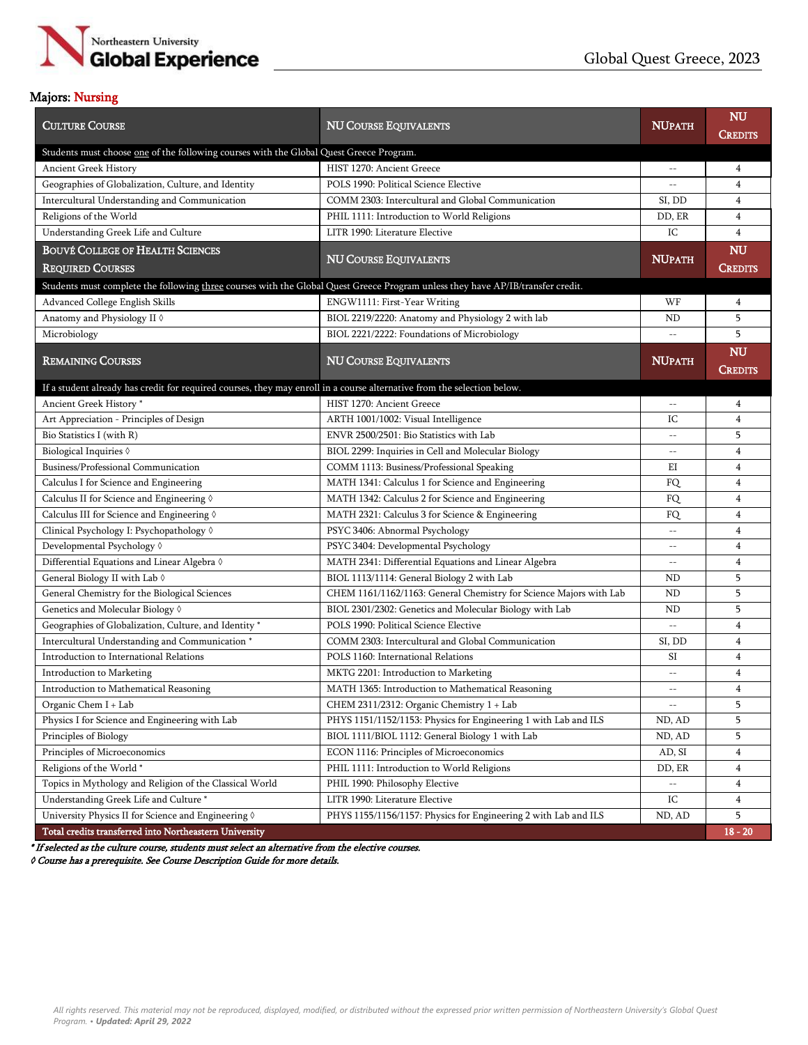Global Quest Greece, 2023

**Majors: Nursing**

| Culture Course | NU Course Equivalents | NUPath | NU Credits |
|---|---|---|---|
| Students must choose <u>one</u> of the following courses with the Global Quest Greece Program. | | | |
| Ancient Greek History | HIST 1270: Ancient Greece | -- | 4 |
| Geographies of Globalization, Culture, and Identity | POLS 1990: Political Science Elective | -- | 4 |
| Intercultural Understanding and Communication | COMM 2303: Intercultural and Global Communication | SI, DD | 4 |
| Religions of the World | PHIL 1111: Introduction to World Religions | DD, ER | 4 |
| Understanding Greek Life and Culture | LITR 1990: Literature Elective | IC | 4 |
| **Bouvé College of Health Sciences Required Courses** | **NU Course Equivalents** | **NUPath** | **NU Credits** |
| Students must complete the following <u>three</u> courses with the Global Quest Greece Program unless they have AP/IB/transfer credit. | | | |
| Advanced College English Skills | ENGW1111: First-Year Writing | WF | 4 |
| Anatomy and Physiology II ◊ | BIOL 2219/2220: Anatomy and Physiology 2 with lab | ND | 5 |
| Microbiology | BIOL 2221/2222: Foundations of Microbiology | -- | 5 |
| **Remaining Courses** | **NU Course Equivalents** | **NUPath** | **NU Credits** |
| If a student already has credit for required courses, they may enroll in a course alternative from the selection below. | | | |
| Ancient Greek History * | HIST 1270: Ancient Greece | -- | 4 |
| Art Appreciation - Principles of Design | ARTH 1001/1002: Visual Intelligence | IC | 4 |
| Bio Statistics I (with R) | ENVR 2500/2501: Bio Statistics with Lab | -- | 5 |
| Biological Inquiries ◊ | BIOL 2299: Inquiries in Cell and Molecular Biology | -- | 4 |
| Business/Professional Communication | COMM 1113: Business/Professional Speaking | EI | 4 |
| Calculus I for Science and Engineering | MATH 1341: Calculus 1 for Science and Engineering | FQ | 4 |
| Calculus II for Science and Engineering ◊ | MATH 1342: Calculus 2 for Science and Engineering | FQ | 4 |
| Calculus III for Science and Engineering ◊ | MATH 2321: Calculus 3 for Science & Engineering | FQ | 4 |
| Clinical Psychology I: Psychopathology ◊ | PSYC 3406: Abnormal Psychology | -- | 4 |
| Developmental Psychology ◊ | PSYC 3404: Developmental Psychology | -- | 4 |
| Differential Equations and Linear Algebra ◊ | MATH 2341: Differential Equations and Linear Algebra | -- | 4 |
| General Biology II with Lab ◊ | BIOL 1113/1114: General Biology 2 with Lab | ND | 5 |
| General Chemistry for the Biological Sciences | CHEM 1161/1162/1163: General Chemistry for Science Majors with Lab | ND | 5 |
| Genetics and Molecular Biology ◊ | BIOL 2301/2302: Genetics and Molecular Biology with Lab | ND | 5 |
| Geographies of Globalization, Culture, and Identity * | POLS 1990: Political Science Elective | -- | 4 |
| Intercultural Understanding and Communication * | COMM 2303: Intercultural and Global Communication | SI, DD | 4 |
| Introduction to International Relations | POLS 1160: International Relations | SI | 4 |
| Introduction to Marketing | MKTG 2201: Introduction to Marketing | -- | 4 |
| Introduction to Mathematical Reasoning | MATH 1365: Introduction to Mathematical Reasoning | -- | 4 |
| Organic Chem I + Lab | CHEM 2311/2312: Organic Chemistry 1 + Lab | -- | 5 |
| Physics I for Science and Engineering with Lab | PHYS 1151/1152/1153: Physics for Engineering 1 with Lab and ILS | ND, AD | 5 |
| Principles of Biology | BIOL 1111/BIOL 1112: General Biology 1 with Lab | ND, AD | 5 |
| Principles of Microeconomics | ECON 1116: Principles of Microeconomics | AD, SI | 4 |
| Religions of the World * | PHIL 1111: Introduction to World Religions | DD, ER | 4 |
| Topics in Mythology and Religion of the Classical World | PHIL 1990: Philosophy Elective | -- | 4 |
| Understanding Greek Life and Culture * | LITR 1990: Literature Elective | IC | 4 |
| University Physics II for Science and Engineering ◊ | PHYS 1155/1156/1157: Physics for Engineering 2 with Lab and ILS | ND, AD | 5 |
| **Total credits transferred into Northeastern University** | | | **18 - 20** |

*\* If selected as the culture course, students must select an alternative from the elective courses.*
*◊ Course has a prerequisite. See Course Description Guide for more details.*

*All rights reserved. This material may not be reproduced, displayed, modified, or distributed without the expressed prior written permission of Northeastern University's Global Quest Program. • **Updated: April 29, 2022***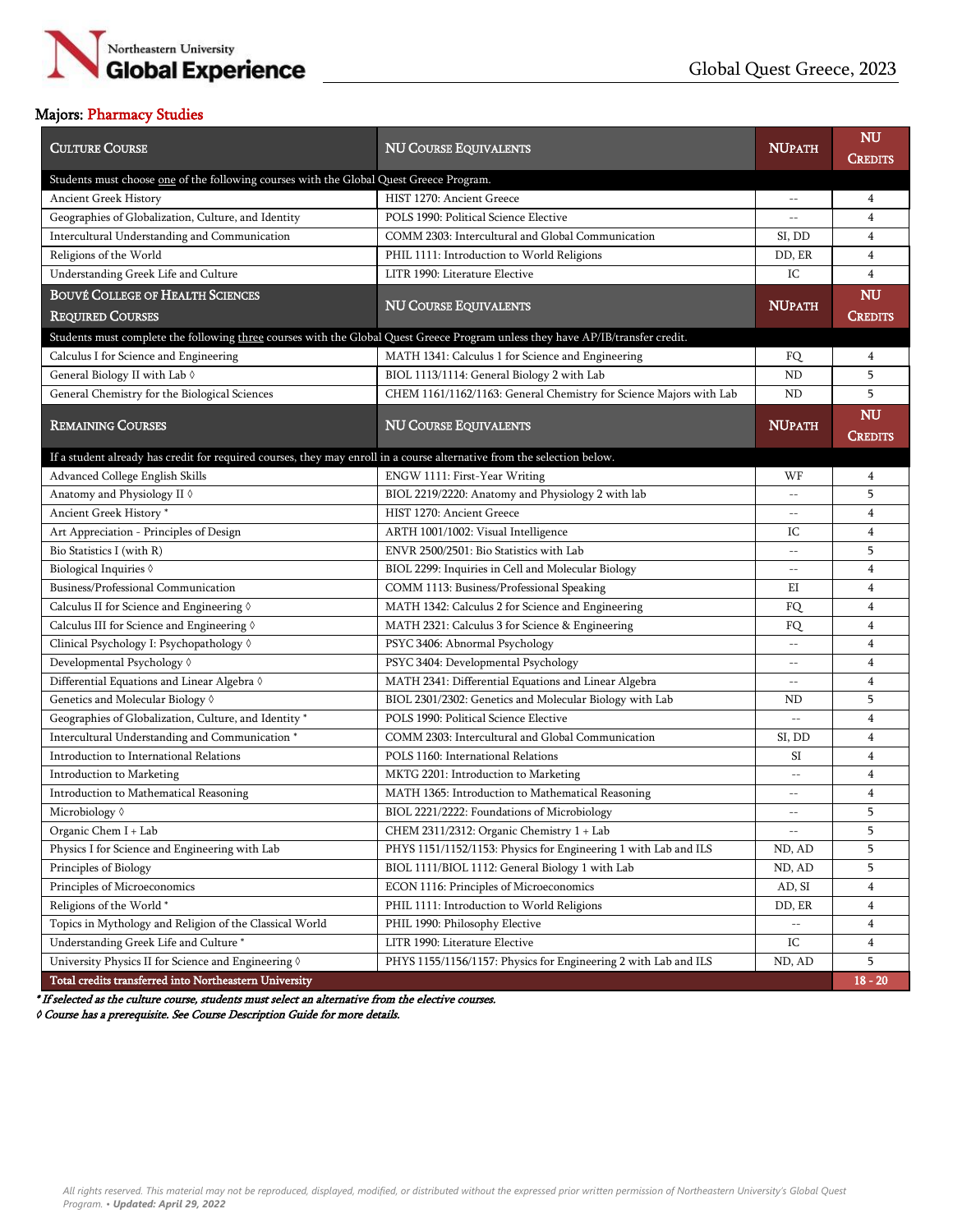Northeastern University Global Experience

Global Quest Greece, 2023

**Majors:** Pharmacy Studies

| CULTURE COURSE | NU COURSE EQUIVALENTS | NUPATH | NU CREDITS |
|---|---|---|---|
| Students must choose one of the following courses with the Global Quest Greece Program. | | | |
| Ancient Greek History | HIST 1270: Ancient Greece | -- | 4 |
| Geographies of Globalization, Culture, and Identity | POLS 1990: Political Science Elective | -- | 4 |
| Intercultural Understanding and Communication | COMM 2303: Intercultural and Global Communication | SI, DD | 4 |
| Religions of the World | PHIL 1111: Introduction to World Religions | DD, ER | 4 |
| Understanding Greek Life and Culture | LITR 1990: Literature Elective | IC | 4 |
| **BOUVÉ COLLEGE OF HEALTH SCIENCES REQUIRED COURSES** | **NU COURSE EQUIVALENTS** | **NUPATH** | **NU CREDITS** |
| Students must complete the following three courses with the Global Quest Greece Program unless they have AP/IB/transfer credit. | | | |
| Calculus I for Science and Engineering | MATH 1341: Calculus 1 for Science and Engineering | FQ | 4 |
| General Biology II with Lab ◊ | BIOL 1113/1114: General Biology 2 with Lab | ND | 5 |
| General Chemistry for the Biological Sciences | CHEM 1161/1162/1163: General Chemistry for Science Majors with Lab | ND | 5 |
| **REMAINING COURSES** | **NU COURSE EQUIVALENTS** | **NUPATH** | **NU CREDITS** |
| If a student already has credit for required courses, they may enroll in a course alternative from the selection below. | | | |
| Advanced College English Skills | ENGW 1111: First-Year Writing | WF | 4 |
| Anatomy and Physiology II ◊ | BIOL 2219/2220: Anatomy and Physiology 2 with lab | -- | 5 |
| Ancient Greek History * | HIST 1270: Ancient Greece | -- | 4 |
| Art Appreciation - Principles of Design | ARTH 1001/1002: Visual Intelligence | IC | 4 |
| Bio Statistics I (with R) | ENVR 2500/2501: Bio Statistics with Lab | -- | 5 |
| Biological Inquiries ◊ | BIOL 2299: Inquiries in Cell and Molecular Biology | -- | 4 |
| Business/Professional Communication | COMM 1113: Business/Professional Speaking | EI | 4 |
| Calculus II for Science and Engineering ◊ | MATH 1342: Calculus 2 for Science and Engineering | FQ | 4 |
| Calculus III for Science and Engineering ◊ | MATH 2321: Calculus 3 for Science & Engineering | FQ | 4 |
| Clinical Psychology I: Psychopathology ◊ | PSYC 3406: Abnormal Psychology | -- | 4 |
| Developmental Psychology ◊ | PSYC 3404: Developmental Psychology | -- | 4 |
| Differential Equations and Linear Algebra ◊ | MATH 2341: Differential Equations and Linear Algebra | -- | 4 |
| Genetics and Molecular Biology ◊ | BIOL 2301/2302: Genetics and Molecular Biology with Lab | ND | 5 |
| Geographies of Globalization, Culture, and Identity * | POLS 1990: Political Science Elective | -- | 4 |
| Intercultural Understanding and Communication * | COMM 2303: Intercultural and Global Communication | SI, DD | 4 |
| Introduction to International Relations | POLS 1160: International Relations | SI | 4 |
| Introduction to Marketing | MKTG 2201: Introduction to Marketing | -- | 4 |
| Introduction to Mathematical Reasoning | MATH 1365: Introduction to Mathematical Reasoning | -- | 4 |
| Microbiology ◊ | BIOL 2221/2222: Foundations of Microbiology | -- | 5 |
| Organic Chem I + Lab | CHEM 2311/2312: Organic Chemistry 1 + Lab | -- | 5 |
| Physics I for Science and Engineering with Lab | PHYS 1151/1152/1153: Physics for Engineering 1 with Lab and ILS | ND, AD | 5 |
| Principles of Biology | BIOL 1111/BIOL 1112: General Biology 1 with Lab | ND, AD | 5 |
| Principles of Microeconomics | ECON 1116: Principles of Microeconomics | AD, SI | 4 |
| Religions of the World * | PHIL 1111: Introduction to World Religions | DD, ER | 4 |
| Topics in Mythology and Religion of the Classical World | PHIL 1990: Philosophy Elective | -- | 4 |
| Understanding Greek Life and Culture * | LITR 1990: Literature Elective | IC | 4 |
| University Physics II for Science and Engineering ◊ | PHYS 1155/1156/1157: Physics for Engineering 2 with Lab and ILS | ND, AD | 5 |
| **Total credits transferred into Northeastern University** | | | **18 - 20** |

*\* If selected as the culture course, students must select an alternative from the elective courses.*

*◊ Course has a prerequisite. See Course Description Guide for more details.*

*All rights reserved. This material may not be reproduced, displayed, modified, or distributed without the expressed prior written permission of Northeastern University's Global Quest Program. • **Updated: April 29, 2022***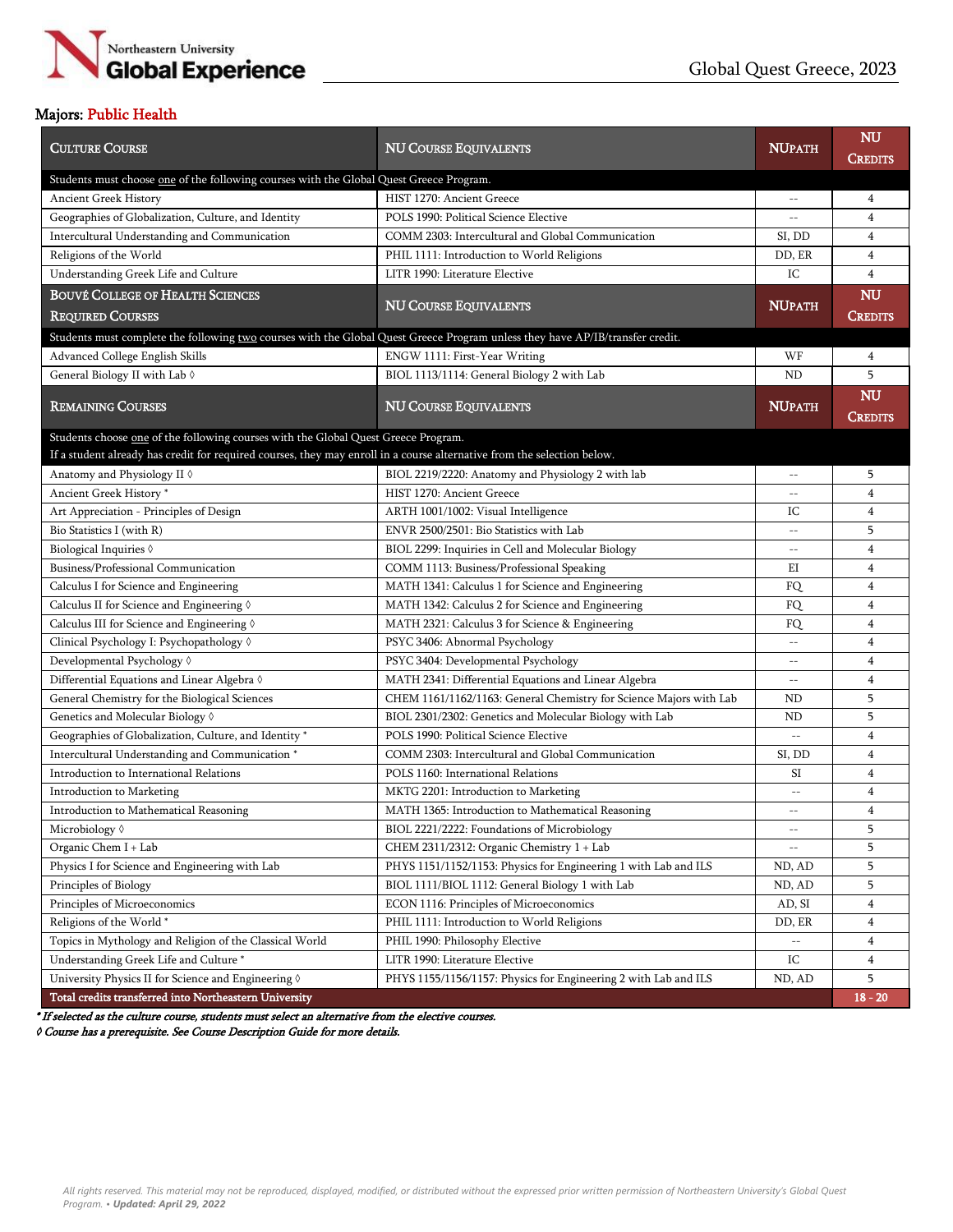Northeastern University Global Experience

Global Quest Greece, 2023

Majors: Public Health

| Culture Course | NU Course Equivalents | NUPath | NU Credits |
|---|---|---|---|
| Students must choose one of the following courses with the Global Quest Greece Program. | | | |
| Ancient Greek History | HIST 1270: Ancient Greece | -- | 4 |
| Geographies of Globalization, Culture, and Identity | POLS 1990: Political Science Elective | -- | 4 |
| Intercultural Understanding and Communication | COMM 2303: Intercultural and Global Communication | SI, DD | 4 |
| Religions of the World | PHIL 1111: Introduction to World Religions | DD, ER | 4 |
| Understanding Greek Life and Culture | LITR 1990: Literature Elective | IC | 4 |
| **Bouvé College of Health Sciences Required Courses** | **NU Course Equivalents** | **NUPath** | **NU Credits** |
| Students must complete the following two courses with the Global Quest Greece Program unless they have AP/IB/transfer credit. | | | |
| Advanced College English Skills | ENGW 1111: First-Year Writing | WF | 4 |
| General Biology II with Lab ◊ | BIOL 1113/1114: General Biology 2 with Lab | ND | 5 |
| **Remaining Courses** | **NU Course Equivalents** | **NUPath** | **NU Credits** |
| Students choose one of the following courses with the Global Quest Greece Program. If a student already has credit for required courses, they may enroll in a course alternative from the selection below. | | | |
| Anatomy and Physiology II ◊ | BIOL 2219/2220: Anatomy and Physiology 2 with lab | -- | 5 |
| Ancient Greek History * | HIST 1270: Ancient Greece | -- | 4 |
| Art Appreciation - Principles of Design | ARTH 1001/1002: Visual Intelligence | IC | 4 |
| Bio Statistics I (with R) | ENVR 2500/2501: Bio Statistics with Lab | -- | 5 |
| Biological Inquiries ◊ | BIOL 2299: Inquiries in Cell and Molecular Biology | -- | 4 |
| Business/Professional Communication | COMM 1113: Business/Professional Speaking | EI | 4 |
| Calculus I for Science and Engineering | MATH 1341: Calculus 1 for Science and Engineering | FQ | 4 |
| Calculus II for Science and Engineering ◊ | MATH 1342: Calculus 2 for Science and Engineering | FQ | 4 |
| Calculus III for Science and Engineering ◊ | MATH 2321: Calculus 3 for Science & Engineering | FQ | 4 |
| Clinical Psychology I: Psychopathology ◊ | PSYC 3406: Abnormal Psychology | -- | 4 |
| Developmental Psychology ◊ | PSYC 3404: Developmental Psychology | -- | 4 |
| Differential Equations and Linear Algebra ◊ | MATH 2341: Differential Equations and Linear Algebra | -- | 4 |
| General Chemistry for the Biological Sciences | CHEM 1161/1162/1163: General Chemistry for Science Majors with Lab | ND | 5 |
| Genetics and Molecular Biology ◊ | BIOL 2301/2302: Genetics and Molecular Biology with Lab | ND | 5 |
| Geographies of Globalization, Culture, and Identity * | POLS 1990: Political Science Elective | -- | 4 |
| Intercultural Understanding and Communication * | COMM 2303: Intercultural and Global Communication | SI, DD | 4 |
| Introduction to International Relations | POLS 1160: International Relations | SI | 4 |
| Introduction to Marketing | MKTG 2201: Introduction to Marketing | -- | 4 |
| Introduction to Mathematical Reasoning | MATH 1365: Introduction to Mathematical Reasoning | -- | 4 |
| Microbiology ◊ | BIOL 2221/2222: Foundations of Microbiology | -- | 5 |
| Organic Chem I + Lab | CHEM 2311/2312: Organic Chemistry 1 + Lab | -- | 5 |
| Physics I for Science and Engineering with Lab | PHYS 1151/1152/1153: Physics for Engineering 1 with Lab and ILS | ND, AD | 5 |
| Principles of Biology | BIOL 1111/BIOL 1112: General Biology 1 with Lab | ND, AD | 5 |
| Principles of Microeconomics | ECON 1116: Principles of Microeconomics | AD, SI | 4 |
| Religions of the World * | PHIL 1111: Introduction to World Religions | DD, ER | 4 |
| Topics in Mythology and Religion of the Classical World | PHIL 1990: Philosophy Elective | -- | 4 |
| Understanding Greek Life and Culture * | LITR 1990: Literature Elective | IC | 4 |
| University Physics II for Science and Engineering ◊ | PHYS 1155/1156/1157: Physics for Engineering 2 with Lab and ILS | ND, AD | 5 |
| **Total credits transferred into Northeastern University** | | | **18 - 20** |

*** If selected as the culture course, students must select an alternative from the elective courses.**

***◊ Course has a prerequisite. See Course Description Guide for more details.***

*All rights reserved. This material may not be reproduced, displayed, modified, or distributed without the expressed prior written permission of Northeastern University's Global Quest Program. • **Updated: April 29, 2022***